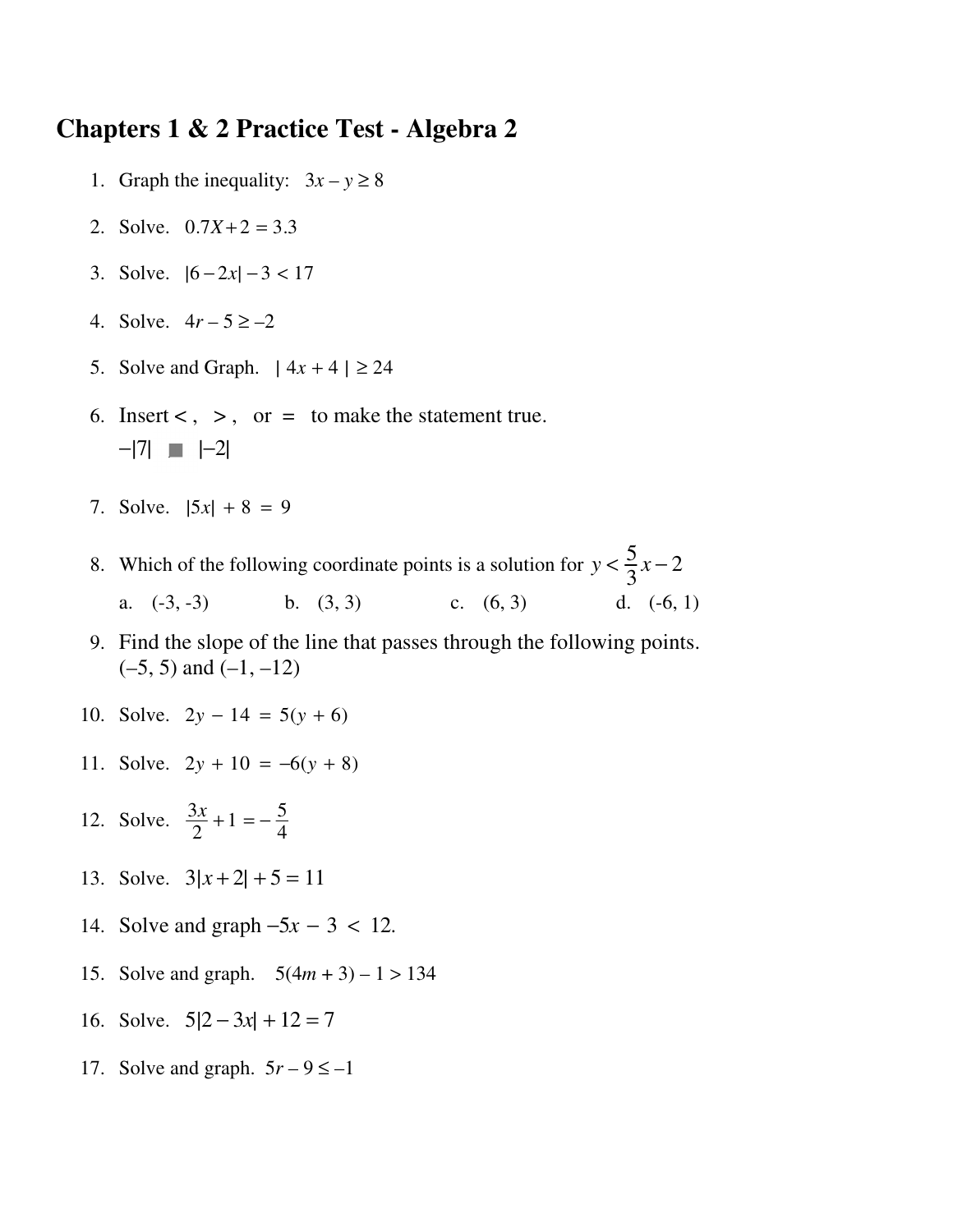# Chapters 1 & 2 Practice Test - Algebra 2

1. Graph the inequality: $3x - y \geq 8$

2. Solve. $0.7X + 2 = 3.3$

3. Solve. $|6 - 2x| - 3 < 17$

4. Solve. $4r - 5 \geq -2$

5. Solve and Graph. $|\ 4x + 4\ | \geq 24$

6. Insert $<$ , $>$ , or $=$ to make the statement true.
   $-|7|$ ■ $|-2|$

7. Solve. $|5x| + 8 = 9$

8. Which of the following coordinate points is a solution for $y < \frac{5}{3}x - 2$
   a. (-3, -3) b. (3, 3) c. (6, 3) d. (-6, 1)

9. Find the slope of the line that passes through the following points.
   (–5, 5) and (–1, –12)

10. Solve. $2y - 14 = 5(y + 6)$

11. Solve. $2y + 10 = -6(y + 8)$

12. Solve. $\frac{3x}{2} + 1 = -\frac{5}{4}$

13. Solve. $3|x + 2| + 5 = 11$

14. Solve and graph $-5x - 3 < 12$.

15. Solve and graph. $5(4m + 3) - 1 > 134$

16. Solve. $5|2 - 3x| + 12 = 7$

17. Solve and graph. $5r - 9 \leq -1$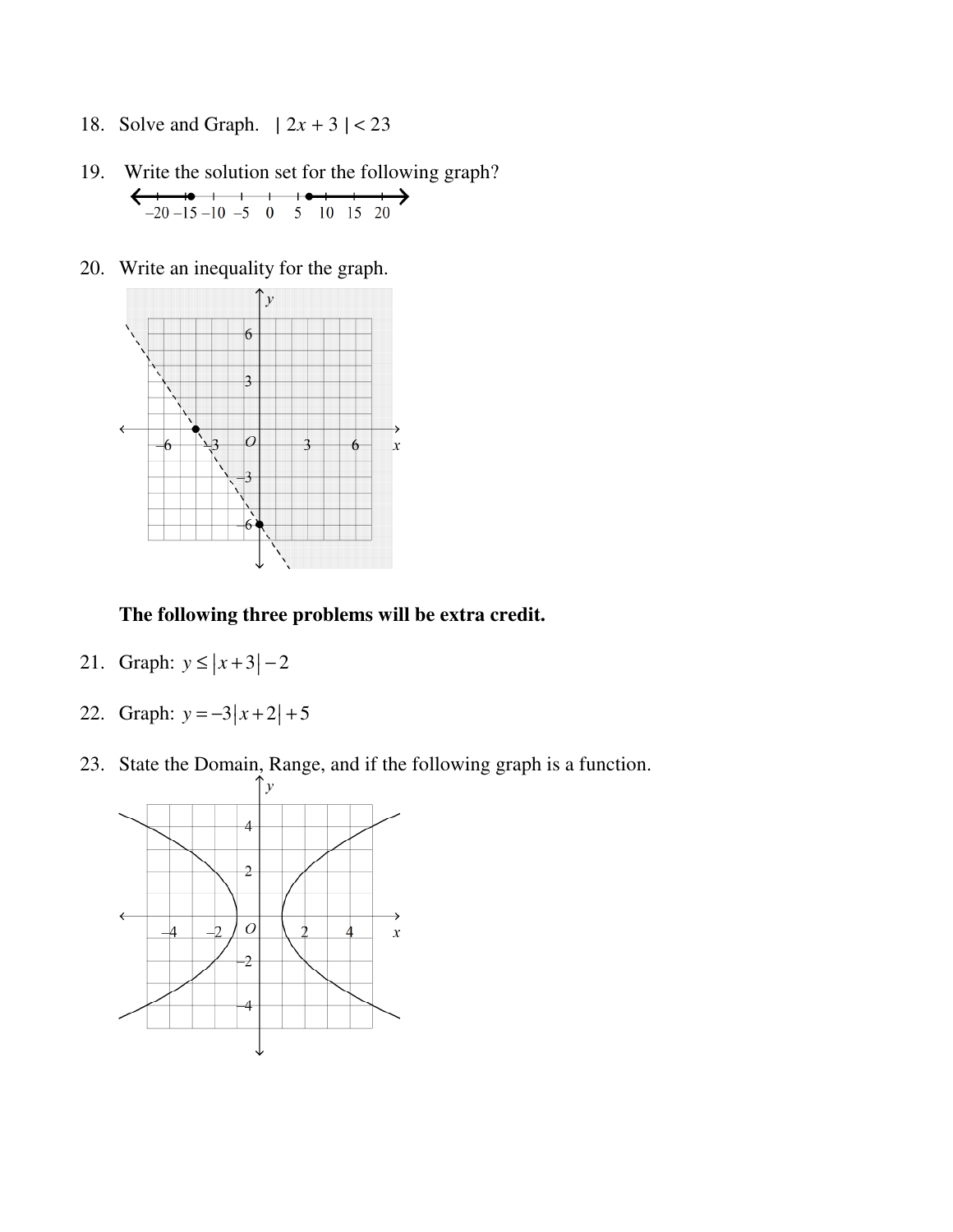18. Solve and Graph. $|2x + 3| < 23$

19. Write the solution set for the following graph?

    –20 –15 –10 –5 0 5 10 15 20

20. Write an inequality for the graph.

**The following three problems will be extra credit.**

21. Graph: $y \leq |x+3| - 2$

22. Graph: $y = -3|x+2| + 5$

23. State the Domain, Range, and if the following graph is a function.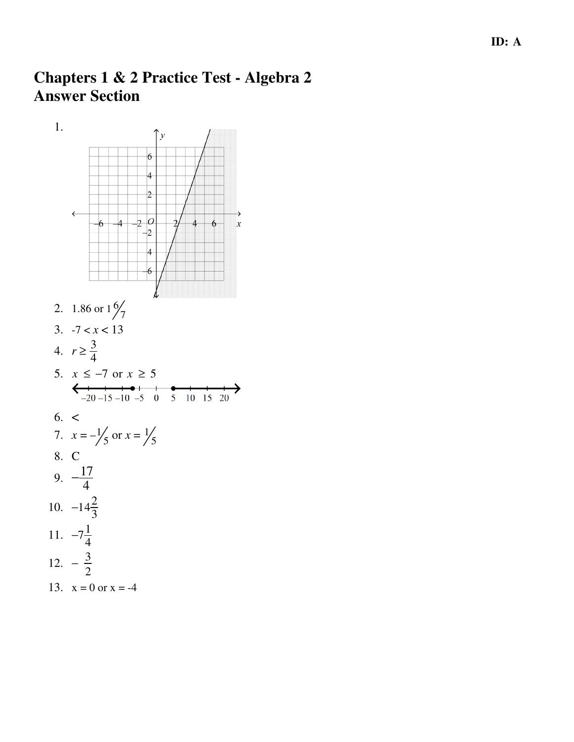# Chapters 1 & 2 Practice Test - Algebra 2
## Answer Section

1.

2. 1.86 or $1\frac{6}{7}$

3. $-7 < x < 13$

4. $r \geq \frac{3}{4}$

5. $x \leq -7$ or $x \geq 5$

6. $<$

7. $x = -\frac{1}{5}$ or $x = \frac{1}{5}$

8. C

9. $-\frac{17}{4}$

10. $-14\frac{2}{3}$

11. $-7\frac{1}{4}$

12. $-\frac{3}{2}$

13. $x = 0$ or $x = -4$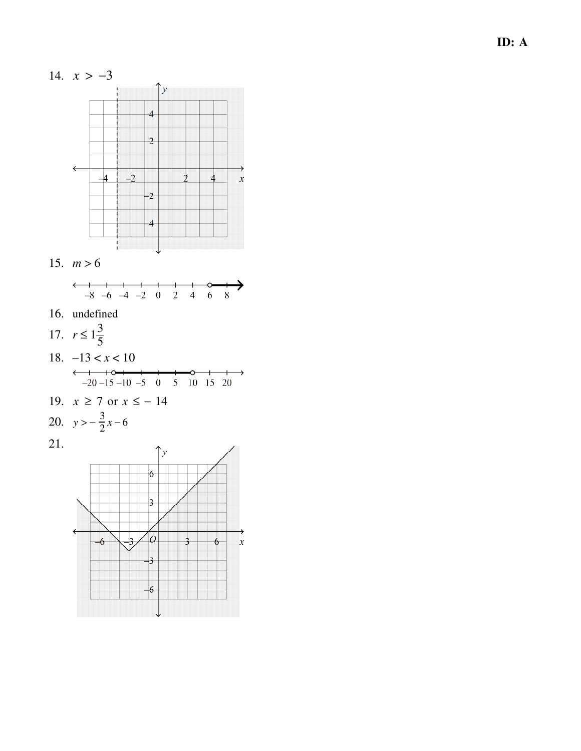**ID: A**

14. $x > -3$

15. $m > 6$

16. undefined

17. $r \le 1\frac{3}{5}$

18. $-13 < x < 10$

19. $x \ge 7$ or $x \le -14$

20. $y > -\frac{3}{2}x - 6$

21.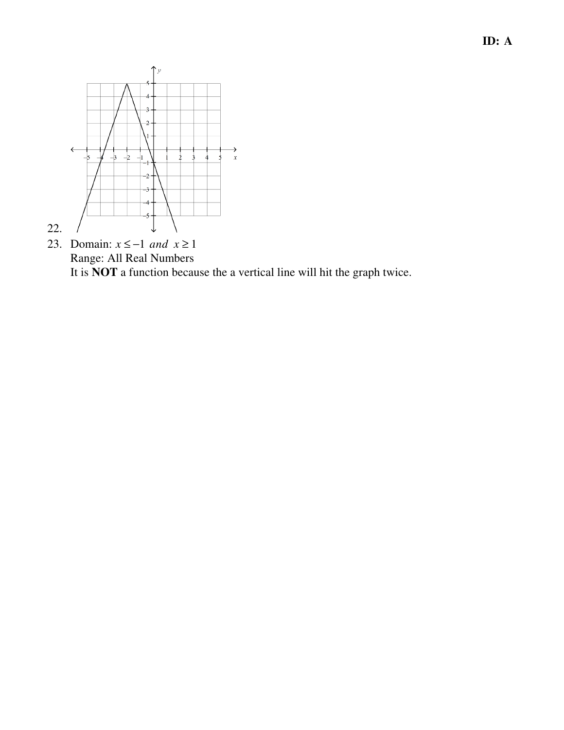22.

y

5
4
3
2
1
−1
−2
−3
−4
−5

−5 −4 −3 −2 −1 1 2 3 4 5 x

23. Domain: $x \leq -1$ *and* $x \geq 1$
Range: All Real Numbers
It is **NOT** a function because the a vertical line will hit the graph twice.